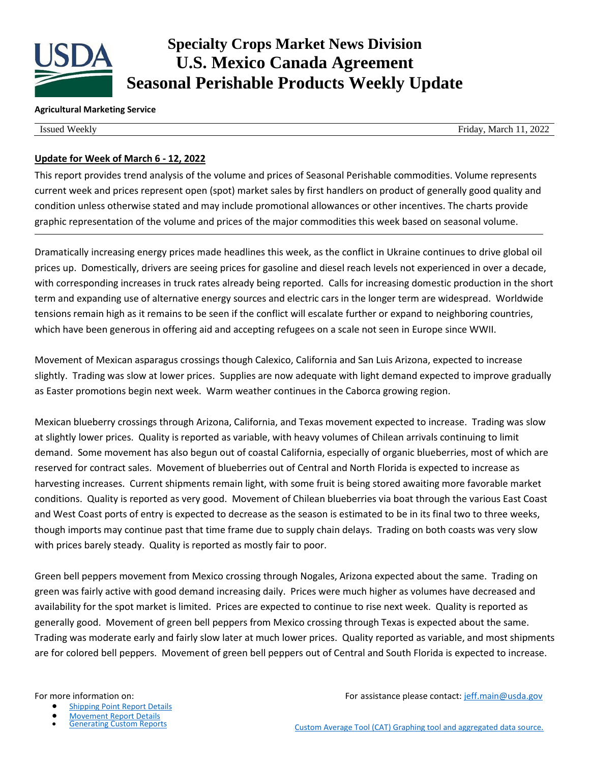# Specialty Crops Market News Division
# U.S. Mexico Canada Agreement
# Seasonal Perishable Products Weekly Update

**Agricultural Marketing Service**

Issued Weekly | Friday, March 11, 2022

## Update for Week of March 6 - 12, 2022

This report provides trend analysis of the volume and prices of Seasonal Perishable commodities. Volume represents current week and prices represent open (spot) market sales by first handlers on product of generally good quality and condition unless otherwise stated and may include promotional allowances or other incentives. The charts provide graphic representation of the volume and prices of the major commodities this week based on seasonal volume.

---

Dramatically increasing energy prices made headlines this week, as the conflict in Ukraine continues to drive global oil prices up. Domestically, drivers are seeing prices for gasoline and diesel reach levels not experienced in over a decade, with corresponding increases in truck rates already being reported. Calls for increasing domestic production in the short term and expanding use of alternative energy sources and electric cars in the longer term are widespread. Worldwide tensions remain high as it remains to be seen if the conflict will escalate further or expand to neighboring countries, which have been generous in offering aid and accepting refugees on a scale not seen in Europe since WWII.

Movement of Mexican asparagus crossings though Calexico, California and San Luis Arizona, expected to increase slightly. Trading was slow at lower prices. Supplies are now adequate with light demand expected to improve gradually as Easter promotions begin next week. Warm weather continues in the Caborca growing region.

Mexican blueberry crossings through Arizona, California, and Texas movement expected to increase. Trading was slow at slightly lower prices. Quality is reported as variable, with heavy volumes of Chilean arrivals continuing to limit demand. Some movement has also begun out of coastal California, especially of organic blueberries, most of which are reserved for contract sales. Movement of blueberries out of Central and North Florida is expected to increase as harvesting increases. Current shipments remain light, with some fruit is being stored awaiting more favorable market conditions. Quality is reported as very good. Movement of Chilean blueberries via boat through the various East Coast and West Coast ports of entry is expected to decrease as the season is estimated to be in its final two to three weeks, though imports may continue past that time frame due to supply chain delays. Trading on both coasts was very slow with prices barely steady. Quality is reported as mostly fair to poor.

Green bell peppers movement from Mexico crossing through Nogales, Arizona expected about the same. Trading on green was fairly active with good demand increasing daily. Prices were much higher as volumes have decreased and availability for the spot market is limited. Prices are expected to continue to rise next week. Quality is reported as generally good. Movement of green bell peppers from Mexico crossing through Texas is expected about the same. Trading was moderate early and fairly slow later at much lower prices. Quality reported as variable, and most shipments are for colored bell peppers. Movement of green bell peppers out of Central and South Florida is expected to increase.

For more information on:

- Shipping Point Report Details
- Movement Report Details
- Generating Custom Reports

For assistance please contact: jeff.main@usda.gov

Custom Average Tool (CAT) Graphing tool and aggregated data source.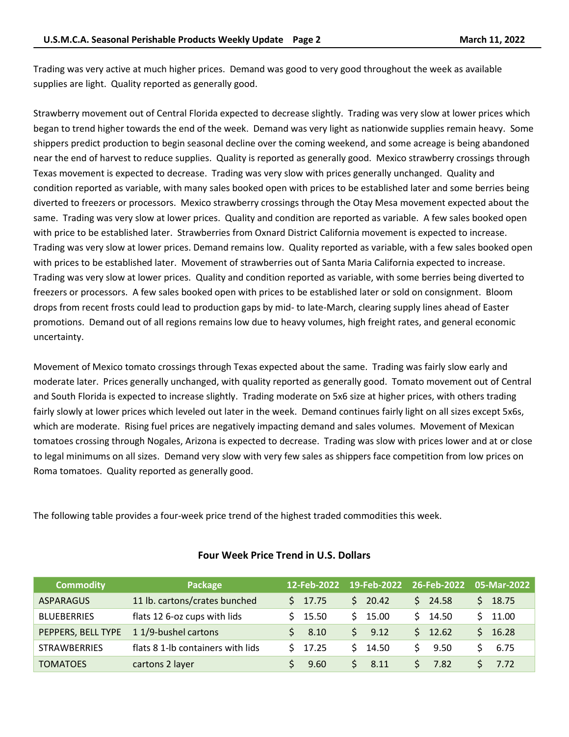Trading was very active at much higher prices. Demand was good to very good throughout the week as available supplies are light. Quality reported as generally good.

Strawberry movement out of Central Florida expected to decrease slightly. Trading was very slow at lower prices which began to trend higher towards the end of the week. Demand was very light as nationwide supplies remain heavy. Some shippers predict production to begin seasonal decline over the coming weekend, and some acreage is being abandoned near the end of harvest to reduce supplies. Quality is reported as generally good. Mexico strawberry crossings through Texas movement is expected to decrease. Trading was very slow with prices generally unchanged. Quality and condition reported as variable, with many sales booked open with prices to be established later and some berries being diverted to freezers or processors. Mexico strawberry crossings through the Otay Mesa movement expected about the same. Trading was very slow at lower prices. Quality and condition are reported as variable. A few sales booked open with price to be established later. Strawberries from Oxnard District California movement is expected to increase. Trading was very slow at lower prices. Demand remains low. Quality reported as variable, with a few sales booked open with prices to be established later. Movement of strawberries out of Santa Maria California expected to increase. Trading was very slow at lower prices. Quality and condition reported as variable, with some berries being diverted to freezers or processors. A few sales booked open with prices to be established later or sold on consignment. Bloom drops from recent frosts could lead to production gaps by mid- to late-March, clearing supply lines ahead of Easter promotions. Demand out of all regions remains low due to heavy volumes, high freight rates, and general economic uncertainty.

Movement of Mexico tomato crossings through Texas expected about the same. Trading was fairly slow early and moderate later. Prices generally unchanged, with quality reported as generally good. Tomato movement out of Central and South Florida is expected to increase slightly. Trading moderate on 5x6 size at higher prices, with others trading fairly slowly at lower prices which leveled out later in the week. Demand continues fairly light on all sizes except 5x6s, which are moderate. Rising fuel prices are negatively impacting demand and sales volumes. Movement of Mexican tomatoes crossing through Nogales, Arizona is expected to decrease. Trading was slow with prices lower and at or close to legal minimums on all sizes. Demand very slow with very few sales as shippers face competition from low prices on Roma tomatoes. Quality reported as generally good.

The following table provides a four-week price trend of the highest traded commodities this week.

## Four Week Price Trend in U.S. Dollars

| Commodity | Package | 12-Feb-2022 | 19-Feb-2022 | 26-Feb-2022 | 05-Mar-2022 |
|---|---|---|---|---|---|
| ASPARAGUS | 11 lb. cartons/crates bunched | $ 17.75 | $ 20.42 | $ 24.58 | $ 18.75 |
| BLUEBERRIES | flats 12 6-oz cups with lids | $ 15.50 | $ 15.00 | $ 14.50 | $ 11.00 |
| PEPPERS, BELL TYPE | 1 1/9-bushel cartons | $ 8.10 | $ 9.12 | $ 12.62 | $ 16.28 |
| STRAWBERRIES | flats 8 1-lb containers with lids | $ 17.25 | $ 14.50 | $ 9.50 | $ 6.75 |
| TOMATOES | cartons 2 layer | $ 9.60 | $ 8.11 | $ 7.82 | $ 7.72 |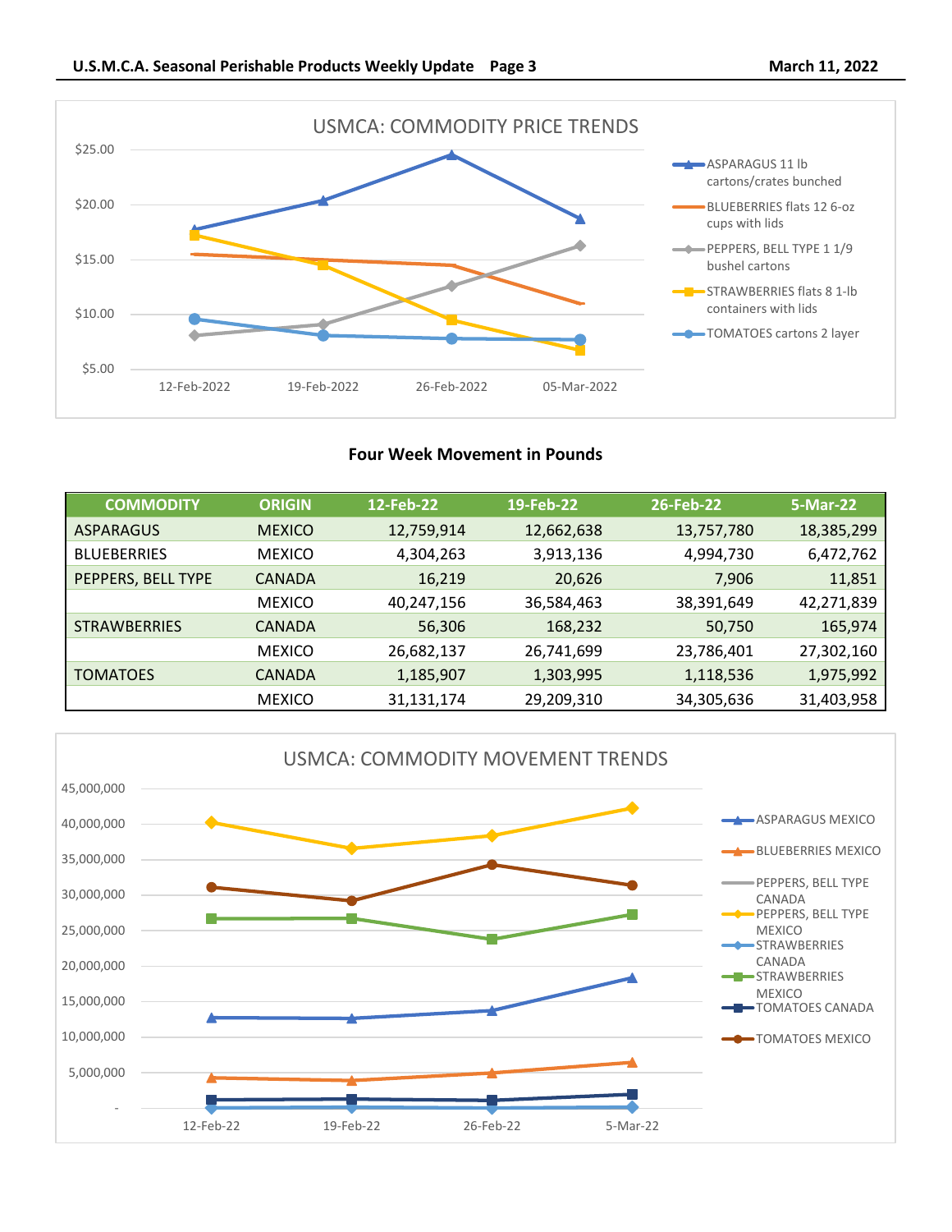USMCA: COMMODITY PRICE TRENDS

## Four Week Movement in Pounds

| COMMODITY | ORIGIN | 12-Feb-22 | 19-Feb-22 | 26-Feb-22 | 5-Mar-22 |
|---|---|---|---|---|---|
| ASPARAGUS | MEXICO | 12,759,914 | 12,662,638 | 13,757,780 | 18,385,299 |
| BLUEBERRIES | MEXICO | 4,304,263 | 3,913,136 | 4,994,730 | 6,472,762 |
| PEPPERS, BELL TYPE | CANADA | 16,219 | 20,626 | 7,906 | 11,851 |
| | MEXICO | 40,247,156 | 36,584,463 | 38,391,649 | 42,271,839 |
| STRAWBERRIES | CANADA | 56,306 | 168,232 | 50,750 | 165,974 |
| | MEXICO | 26,682,137 | 26,741,699 | 23,786,401 | 27,302,160 |
| TOMATOES | CANADA | 1,185,907 | 1,303,995 | 1,118,536 | 1,975,992 |
| | MEXICO | 31,131,174 | 29,209,310 | 34,305,636 | 31,403,958 |

USMCA: COMMODITY MOVEMENT TRENDS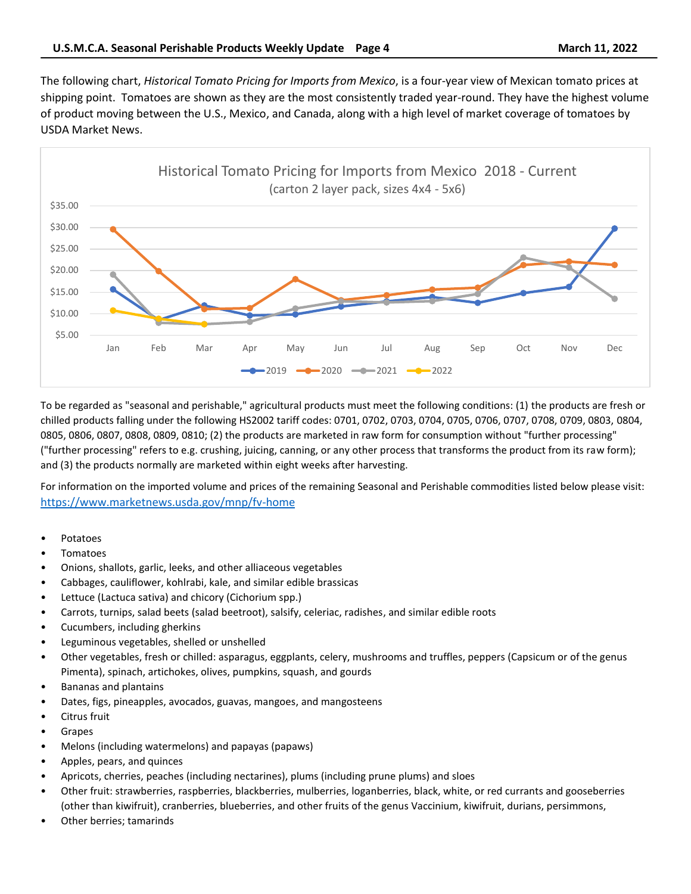The following chart, *Historical Tomato Pricing for Imports from Mexico*, is a four-year view of Mexican tomato prices at shipping point. Tomatoes are shown as they are the most consistently traded year-round. They have the highest volume of product moving between the U.S., Mexico, and Canada, along with a high level of market coverage of tomatoes by USDA Market News.

Historical Tomato Pricing for Imports from Mexico 2018 - Current
(carton 2 layer pack, sizes 4x4 - 5x6)

$35.00
$30.00
$25.00
$20.00
$15.00
$10.00
$5.00

Jan Feb Mar Apr May Jun Jul Aug Sep Oct Nov Dec

2019 2020 2021 2022

To be regarded as "seasonal and perishable," agricultural products must meet the following conditions: (1) the products are fresh or chilled products falling under the following HS2002 tariff codes: 0701, 0702, 0703, 0704, 0705, 0706, 0707, 0708, 0709, 0803, 0804, 0805, 0806, 0807, 0808, 0809, 0810; (2) the products are marketed in raw form for consumption without "further processing" ("further processing" refers to e.g. crushing, juicing, canning, or any other process that transforms the product from its raw form); and (3) the products normally are marketed within eight weeks after harvesting.

For information on the imported volume and prices of the remaining Seasonal and Perishable commodities listed below please visit: https://www.marketnews.usda.gov/mnp/fv-home

- Potatoes
- Tomatoes
- Onions, shallots, garlic, leeks, and other alliaceous vegetables
- Cabbages, cauliflower, kohlrabi, kale, and similar edible brassicas
- Lettuce (Lactuca sativa) and chicory (Cichorium spp.)
- Carrots, turnips, salad beets (salad beetroot), salsify, celeriac, radishes, and similar edible roots
- Cucumbers, including gherkins
- Leguminous vegetables, shelled or unshelled
- Other vegetables, fresh or chilled: asparagus, eggplants, celery, mushrooms and truffles, peppers (Capsicum or of the genus Pimenta), spinach, artichokes, olives, pumpkins, squash, and gourds
- Bananas and plantains
- Dates, figs, pineapples, avocados, guavas, mangoes, and mangosteens
- Citrus fruit
- Grapes
- Melons (including watermelons) and papayas (papaws)
- Apples, pears, and quinces
- Apricots, cherries, peaches (including nectarines), plums (including prune plums) and sloes
- Other fruit: strawberries, raspberries, blackberries, mulberries, loganberries, black, white, or red currants and gooseberries (other than kiwifruit), cranberries, blueberries, and other fruits of the genus Vaccinium, kiwifruit, durians, persimmons,
- Other berries; tamarinds